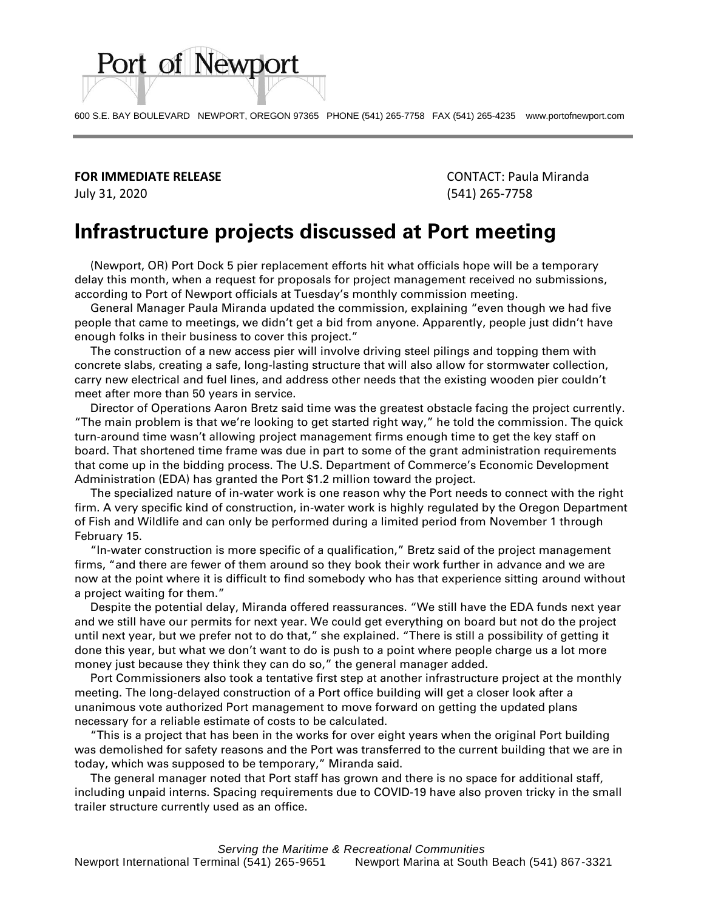Port of Newport

600 S.E. BAY BOULEVARD NEWPORT, OREGON 97365 PHONE (541) 265-7758 FAX (541) 265-4235 www.portofnewport.com

**FOR IMMEDIATE RELEASE**
July 31, 2020

CONTACT: Paula Miranda
(541) 265-7758

# Infrastructure projects discussed at Port meeting

(Newport, OR) Port Dock 5 pier replacement efforts hit what officials hope will be a temporary delay this month, when a request for proposals for project management received no submissions, according to Port of Newport officials at Tuesday's monthly commission meeting.

General Manager Paula Miranda updated the commission, explaining "even though we had five people that came to meetings, we didn't get a bid from anyone. Apparently, people just didn't have enough folks in their business to cover this project."

The construction of a new access pier will involve driving steel pilings and topping them with concrete slabs, creating a safe, long-lasting structure that will also allow for stormwater collection, carry new electrical and fuel lines, and address other needs that the existing wooden pier couldn't meet after more than 50 years in service.

Director of Operations Aaron Bretz said time was the greatest obstacle facing the project currently. "The main problem is that we're looking to get started right way," he told the commission. The quick turn-around time wasn't allowing project management firms enough time to get the key staff on board. That shortened time frame was due in part to some of the grant administration requirements that come up in the bidding process. The U.S. Department of Commerce's Economic Development Administration (EDA) has granted the Port $1.2 million toward the project.

The specialized nature of in-water work is one reason why the Port needs to connect with the right firm. A very specific kind of construction, in-water work is highly regulated by the Oregon Department of Fish and Wildlife and can only be performed during a limited period from November 1 through February 15.

"In-water construction is more specific of a qualification," Bretz said of the project management firms, "and there are fewer of them around so they book their work further in advance and we are now at the point where it is difficult to find somebody who has that experience sitting around without a project waiting for them."

Despite the potential delay, Miranda offered reassurances. "We still have the EDA funds next year and we still have our permits for next year. We could get everything on board but not do the project until next year, but we prefer not to do that," she explained. "There is still a possibility of getting it done this year, but what we don't want to do is push to a point where people charge us a lot more money just because they think they can do so," the general manager added.

Port Commissioners also took a tentative first step at another infrastructure project at the monthly meeting. The long-delayed construction of a Port office building will get a closer look after a unanimous vote authorized Port management to move forward on getting the updated plans necessary for a reliable estimate of costs to be calculated.

"This is a project that has been in the works for over eight years when the original Port building was demolished for safety reasons and the Port was transferred to the current building that we are in today, which was supposed to be temporary," Miranda said.

The general manager noted that Port staff has grown and there is no space for additional staff, including unpaid interns. Spacing requirements due to COVID-19 have also proven tricky in the small trailer structure currently used as an office.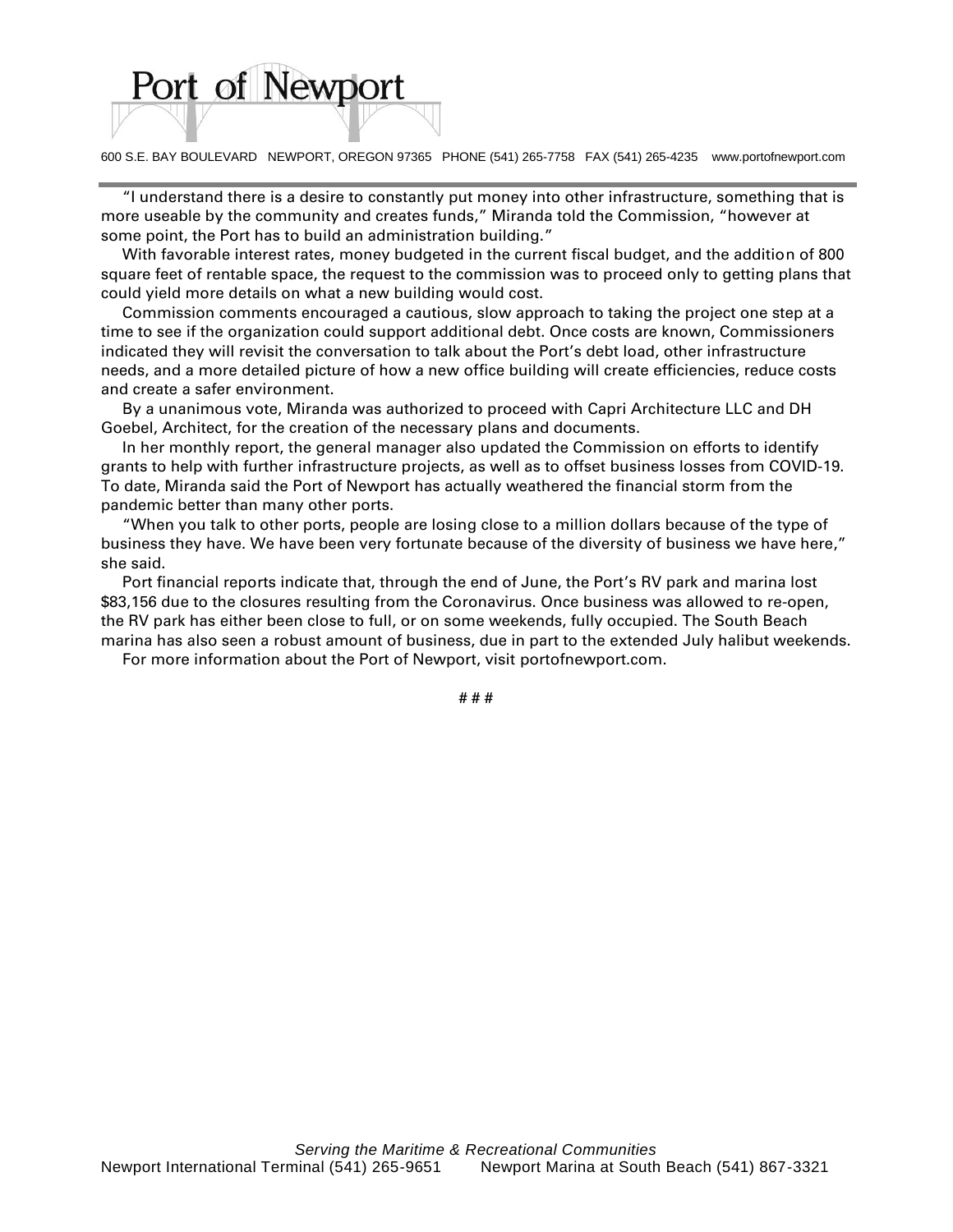"I understand there is a desire to constantly put money into other infrastructure, something that is more useable by the community and creates funds," Miranda told the Commission, "however at some point, the Port has to build an administration building."

With favorable interest rates, money budgeted in the current fiscal budget, and the addition of 800 square feet of rentable space, the request to the commission was to proceed only to getting plans that could yield more details on what a new building would cost.

Commission comments encouraged a cautious, slow approach to taking the project one step at a time to see if the organization could support additional debt. Once costs are known, Commissioners indicated they will revisit the conversation to talk about the Port's debt load, other infrastructure needs, and a more detailed picture of how a new office building will create efficiencies, reduce costs and create a safer environment.

By a unanimous vote, Miranda was authorized to proceed with Capri Architecture LLC and DH Goebel, Architect, for the creation of the necessary plans and documents.

In her monthly report, the general manager also updated the Commission on efforts to identify grants to help with further infrastructure projects, as well as to offset business losses from COVID-19. To date, Miranda said the Port of Newport has actually weathered the financial storm from the pandemic better than many other ports.

"When you talk to other ports, people are losing close to a million dollars because of the type of business they have. We have been very fortunate because of the diversity of business we have here," she said.

Port financial reports indicate that, through the end of June, the Port's RV park and marina lost $83,156 due to the closures resulting from the Coronavirus. Once business was allowed to re-open, the RV park has either been close to full, or on some weekends, fully occupied. The South Beach marina has also seen a robust amount of business, due in part to the extended July halibut weekends.

For more information about the Port of Newport, visit portofnewport.com.

# # #